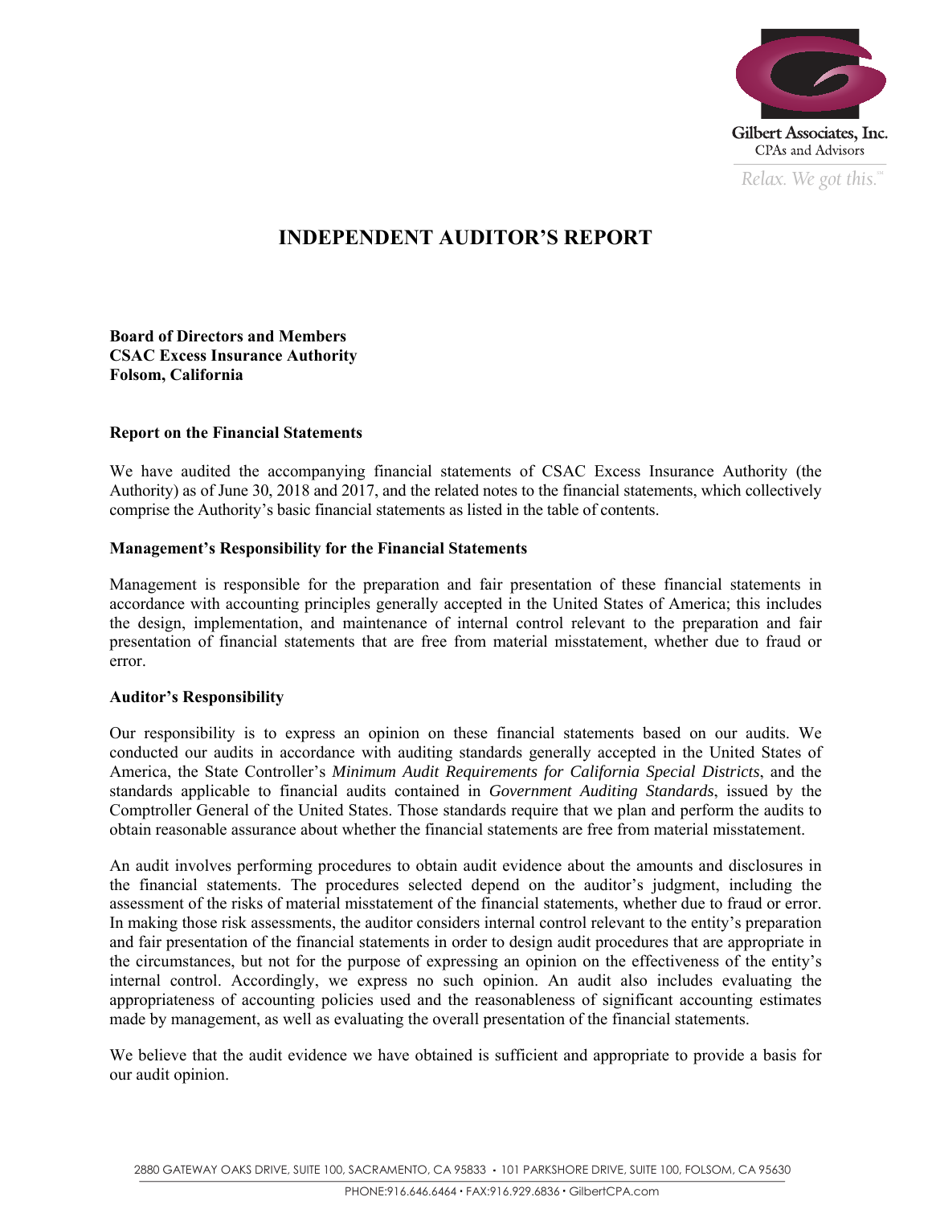Gilbert Associates, Inc.
CPAs and Advisors
*Relax. We got this.*℠

# INDEPENDENT AUDITOR'S REPORT

**Board of Directors and Members**
**CSAC Excess Insurance Authority**
**Folsom, California**

### Report on the Financial Statements

We have audited the accompanying financial statements of CSAC Excess Insurance Authority (the Authority) as of June 30, 2018 and 2017, and the related notes to the financial statements, which collectively comprise the Authority's basic financial statements as listed in the table of contents.

### Management's Responsibility for the Financial Statements

Management is responsible for the preparation and fair presentation of these financial statements in accordance with accounting principles generally accepted in the United States of America; this includes the design, implementation, and maintenance of internal control relevant to the preparation and fair presentation of financial statements that are free from material misstatement, whether due to fraud or error.

### Auditor's Responsibility

Our responsibility is to express an opinion on these financial statements based on our audits. We conducted our audits in accordance with auditing standards generally accepted in the United States of America, the State Controller's *Minimum Audit Requirements for California Special Districts*, and the standards applicable to financial audits contained in *Government Auditing Standards*, issued by the Comptroller General of the United States. Those standards require that we plan and perform the audits to obtain reasonable assurance about whether the financial statements are free from material misstatement.

An audit involves performing procedures to obtain audit evidence about the amounts and disclosures in the financial statements. The procedures selected depend on the auditor's judgment, including the assessment of the risks of material misstatement of the financial statements, whether due to fraud or error. In making those risk assessments, the auditor considers internal control relevant to the entity's preparation and fair presentation of the financial statements in order to design audit procedures that are appropriate in the circumstances, but not for the purpose of expressing an opinion on the effectiveness of the entity's internal control. Accordingly, we express no such opinion. An audit also includes evaluating the appropriateness of accounting policies used and the reasonableness of significant accounting estimates made by management, as well as evaluating the overall presentation of the financial statements.

We believe that the audit evidence we have obtained is sufficient and appropriate to provide a basis for our audit opinion.

2880 GATEWAY OAKS DRIVE, SUITE 100, SACRAMENTO, CA 95833 • 101 PARKSHORE DRIVE, SUITE 100, FOLSOM, CA 95630
PHONE:916.646.6464 • FAX:916.929.6836 • GilbertCPA.com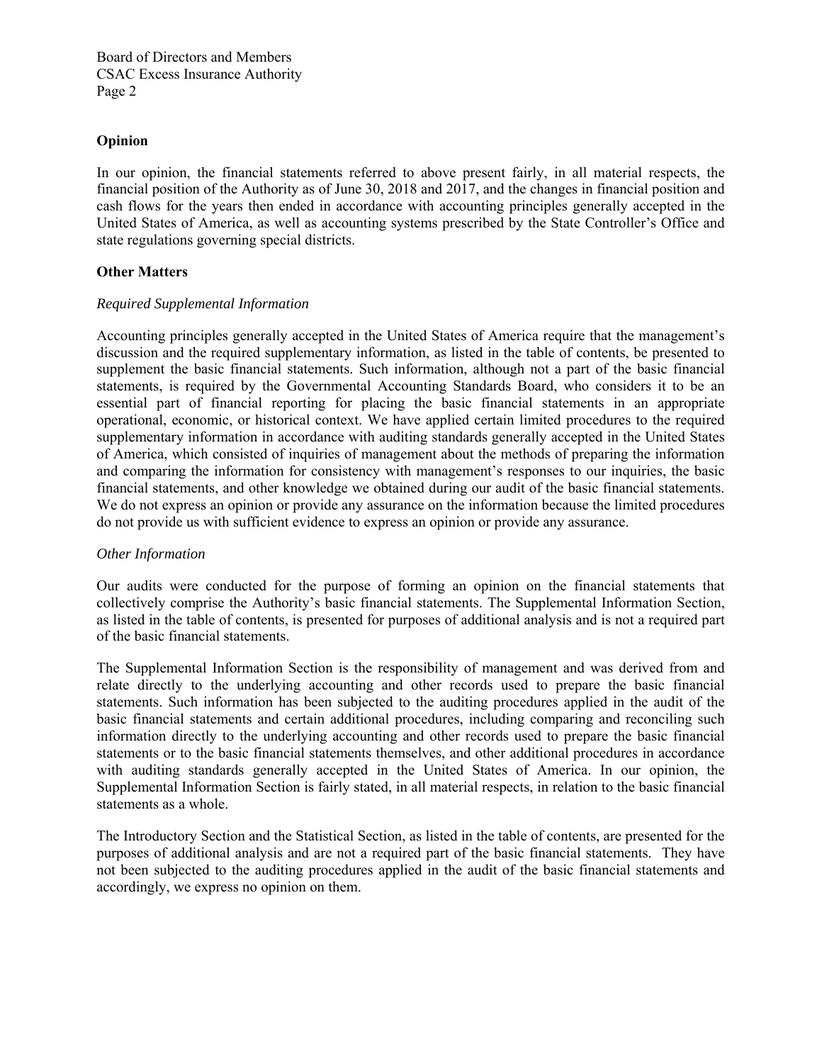### Opinion

In our opinion, the financial statements referred to above present fairly, in all material respects, the financial position of the Authority as of June 30, 2018 and 2017, and the changes in financial position and cash flows for the years then ended in accordance with accounting principles generally accepted in the United States of America, as well as accounting systems prescribed by the State Controller's Office and state regulations governing special districts.

### Other Matters

*Required Supplemental Information*

Accounting principles generally accepted in the United States of America require that the management's discussion and the required supplementary information, as listed in the table of contents, be presented to supplement the basic financial statements. Such information, although not a part of the basic financial statements, is required by the Governmental Accounting Standards Board, who considers it to be an essential part of financial reporting for placing the basic financial statements in an appropriate operational, economic, or historical context. We have applied certain limited procedures to the required supplementary information in accordance with auditing standards generally accepted in the United States of America, which consisted of inquiries of management about the methods of preparing the information and comparing the information for consistency with management's responses to our inquiries, the basic financial statements, and other knowledge we obtained during our audit of the basic financial statements. We do not express an opinion or provide any assurance on the information because the limited procedures do not provide us with sufficient evidence to express an opinion or provide any assurance.

*Other Information*

Our audits were conducted for the purpose of forming an opinion on the financial statements that collectively comprise the Authority's basic financial statements. The Supplemental Information Section, as listed in the table of contents, is presented for purposes of additional analysis and is not a required part of the basic financial statements.

The Supplemental Information Section is the responsibility of management and was derived from and relate directly to the underlying accounting and other records used to prepare the basic financial statements. Such information has been subjected to the auditing procedures applied in the audit of the basic financial statements and certain additional procedures, including comparing and reconciling such information directly to the underlying accounting and other records used to prepare the basic financial statements or to the basic financial statements themselves, and other additional procedures in accordance with auditing standards generally accepted in the United States of America. In our opinion, the Supplemental Information Section is fairly stated, in all material respects, in relation to the basic financial statements as a whole.

The Introductory Section and the Statistical Section, as listed in the table of contents, are presented for the purposes of additional analysis and are not a required part of the basic financial statements. They have not been subjected to the auditing procedures applied in the audit of the basic financial statements and accordingly, we express no opinion on them.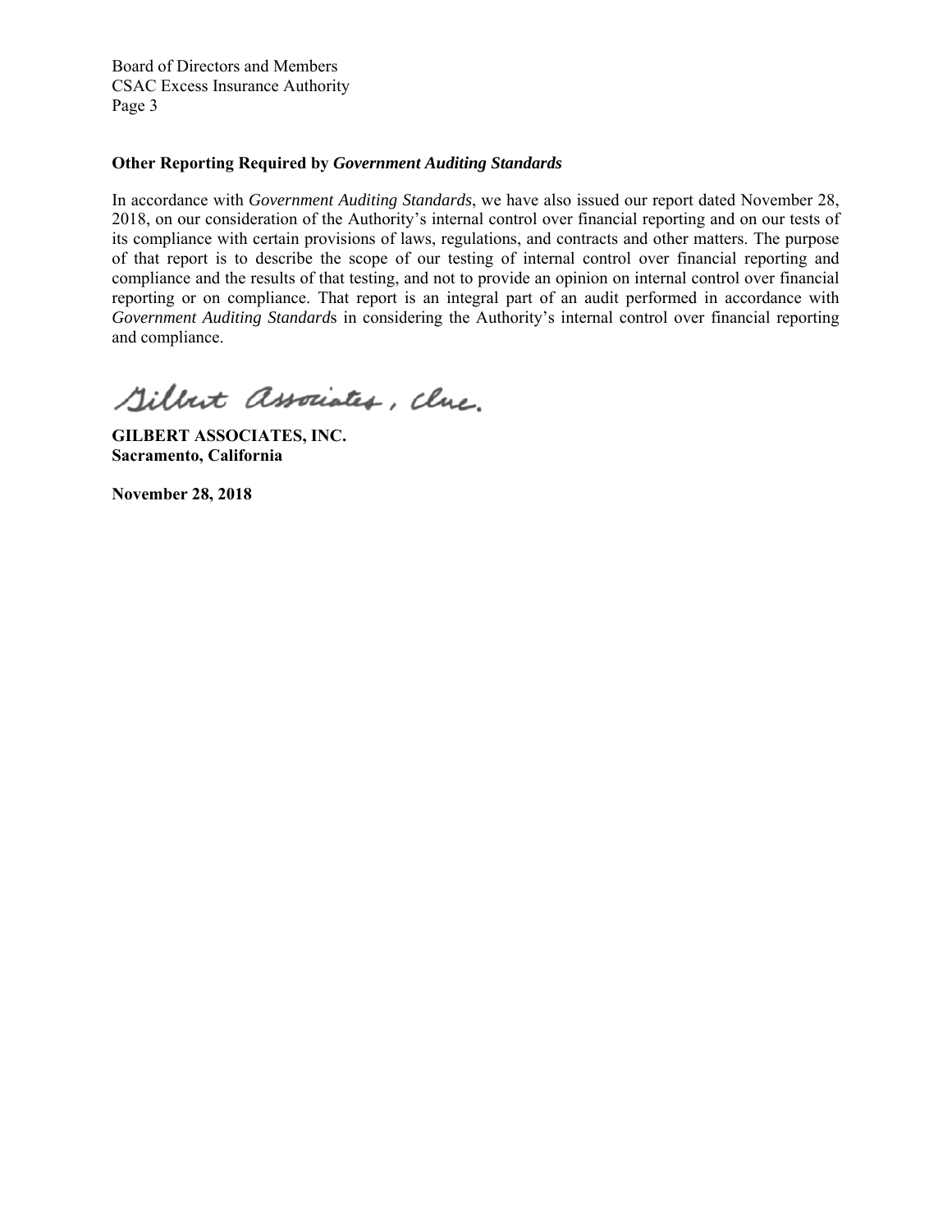Board of Directors and Members
CSAC Excess Insurance Authority

**Other Reporting Required by *Government Auditing Standards***

In accordance with *Government Auditing Standards*, we have also issued our report dated November 28, 2018, on our consideration of the Authority's internal control over financial reporting and on our tests of its compliance with certain provisions of laws, regulations, and contracts and other matters. The purpose of that report is to describe the scope of our testing of internal control over financial reporting and compliance and the results of that testing, and not to provide an opinion on internal control over financial reporting or on compliance. That report is an integral part of an audit performed in accordance with *Government Auditing Standards* in considering the Authority's internal control over financial reporting and compliance.

Gilbert Associates, Inc.

**GILBERT ASSOCIATES, INC.**
**Sacramento, California**

**November 28, 2018**